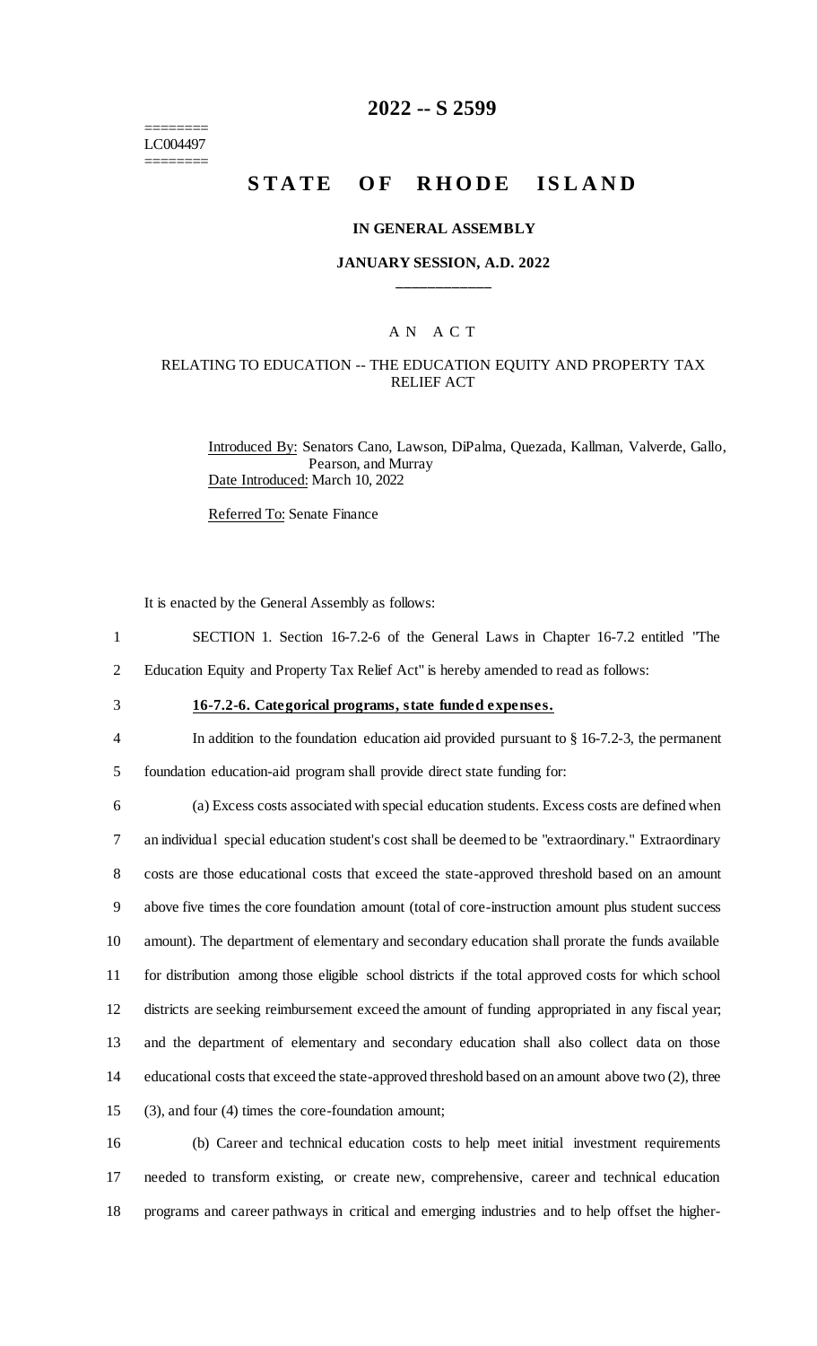========
LC004497
========

# 2022 -- S 2599

# STATE OF RHODE ISLAND

**IN GENERAL ASSEMBLY**

**JANUARY SESSION, A.D. 2022**

____________

A N A C T

RELATING TO EDUCATION -- THE EDUCATION EQUITY AND PROPERTY TAX RELIEF ACT

Introduced By: Senators Cano, Lawson, DiPalma, Quezada, Kallman, Valverde, Gallo, Pearson, and Murray

Date Introduced: March 10, 2022

Referred To: Senate Finance

It is enacted by the General Assembly as follows:

1 SECTION 1. Section 16-7.2-6 of the General Laws in Chapter 16-7.2 entitled "The
2 Education Equity and Property Tax Relief Act" is hereby amended to read as follows:

3 **16-7.2-6. Categorical programs, state funded expenses.**

4 In addition to the foundation education aid provided pursuant to § 16-7.2-3, the permanent
5 foundation education-aid program shall provide direct state funding for:

6 (a) Excess costs associated with special education students. Excess costs are defined when
7 an individual special education student's cost shall be deemed to be "extraordinary." Extraordinary
8 costs are those educational costs that exceed the state-approved threshold based on an amount
9 above five times the core foundation amount (total of core-instruction amount plus student success
10 amount). The department of elementary and secondary education shall prorate the funds available
11 for distribution among those eligible school districts if the total approved costs for which school
12 districts are seeking reimbursement exceed the amount of funding appropriated in any fiscal year;
13 and the department of elementary and secondary education shall also collect data on those
14 educational costs that exceed the state-approved threshold based on an amount above two (2), three
15 (3), and four (4) times the core-foundation amount;

16 (b) Career and technical education costs to help meet initial investment requirements
17 needed to transform existing, or create new, comprehensive, career and technical education
18 programs and career pathways in critical and emerging industries and to help offset the higher-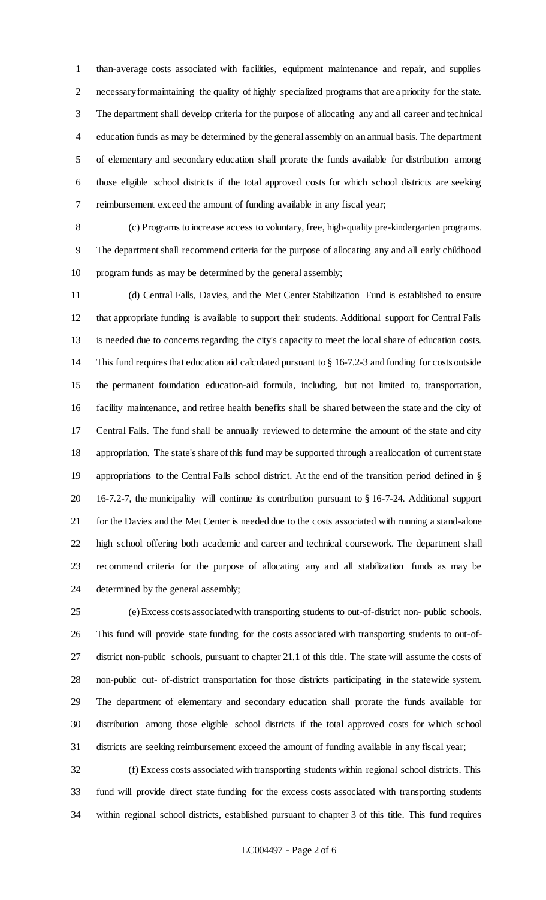than-average costs associated with facilities, equipment maintenance and repair, and supplies necessary for maintaining the quality of highly specialized programs that are a priority for the state. The department shall develop criteria for the purpose of allocating any and all career and technical education funds as may be determined by the general assembly on an annual basis. The department of elementary and secondary education shall prorate the funds available for distribution among those eligible school districts if the total approved costs for which school districts are seeking reimbursement exceed the amount of funding available in any fiscal year;

(c) Programs to increase access to voluntary, free, high-quality pre-kindergarten programs. The department shall recommend criteria for the purpose of allocating any and all early childhood program funds as may be determined by the general assembly;

(d) Central Falls, Davies, and the Met Center Stabilization Fund is established to ensure that appropriate funding is available to support their students. Additional support for Central Falls is needed due to concerns regarding the city's capacity to meet the local share of education costs. This fund requires that education aid calculated pursuant to § 16-7.2-3 and funding for costs outside the permanent foundation education-aid formula, including, but not limited to, transportation, facility maintenance, and retiree health benefits shall be shared between the state and the city of Central Falls. The fund shall be annually reviewed to determine the amount of the state and city appropriation. The state's share of this fund may be supported through a reallocation of current state appropriations to the Central Falls school district. At the end of the transition period defined in § 16-7.2-7, the municipality will continue its contribution pursuant to § 16-7-24. Additional support for the Davies and the Met Center is needed due to the costs associated with running a stand-alone high school offering both academic and career and technical coursework. The department shall recommend criteria for the purpose of allocating any and all stabilization funds as may be determined by the general assembly;

(e) Excess costs associated with transporting students to out-of-district non- public schools. This fund will provide state funding for the costs associated with transporting students to out-of-district non-public schools, pursuant to chapter 21.1 of this title. The state will assume the costs of non-public out- of-district transportation for those districts participating in the statewide system. The department of elementary and secondary education shall prorate the funds available for distribution among those eligible school districts if the total approved costs for which school districts are seeking reimbursement exceed the amount of funding available in any fiscal year;

(f) Excess costs associated with transporting students within regional school districts. This fund will provide direct state funding for the excess costs associated with transporting students within regional school districts, established pursuant to chapter 3 of this title. This fund requires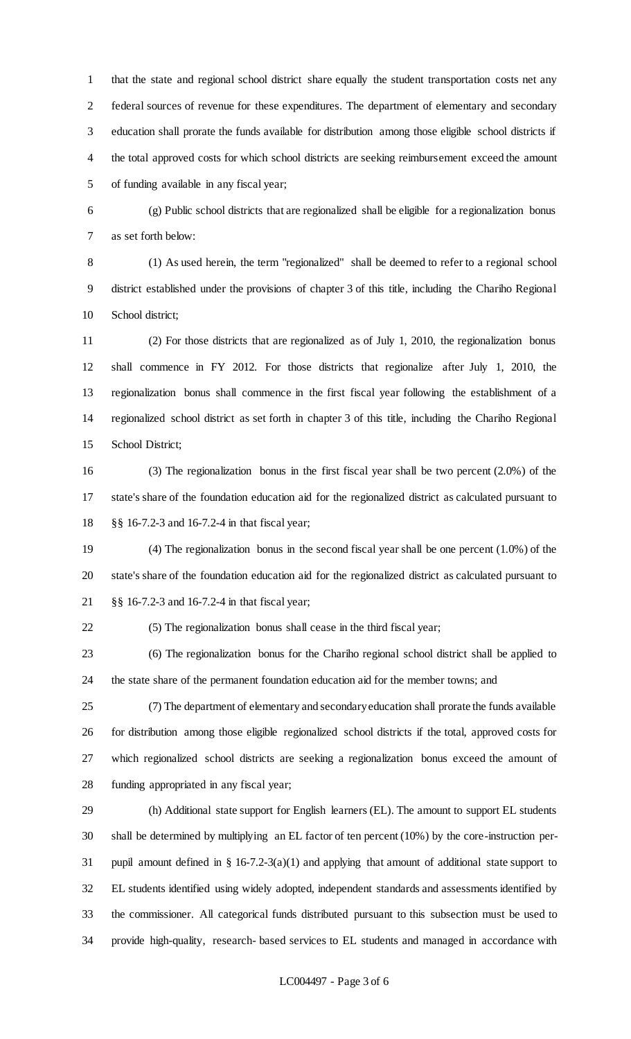that the state and regional school district share equally the student transportation costs net any federal sources of revenue for these expenditures. The department of elementary and secondary education shall prorate the funds available for distribution among those eligible school districts if the total approved costs for which school districts are seeking reimbursement exceed the amount of funding available in any fiscal year;

(g) Public school districts that are regionalized shall be eligible for a regionalization bonus as set forth below:

(1) As used herein, the term "regionalized" shall be deemed to refer to a regional school district established under the provisions of chapter 3 of this title, including the Chariho Regional School district;

(2) For those districts that are regionalized as of July 1, 2010, the regionalization bonus shall commence in FY 2012. For those districts that regionalize after July 1, 2010, the regionalization bonus shall commence in the first fiscal year following the establishment of a regionalized school district as set forth in chapter 3 of this title, including the Chariho Regional School District;

(3) The regionalization bonus in the first fiscal year shall be two percent (2.0%) of the state's share of the foundation education aid for the regionalized district as calculated pursuant to §§ 16-7.2-3 and 16-7.2-4 in that fiscal year;

(4) The regionalization bonus in the second fiscal year shall be one percent (1.0%) of the state's share of the foundation education aid for the regionalized district as calculated pursuant to §§ 16-7.2-3 and 16-7.2-4 in that fiscal year;

(5) The regionalization bonus shall cease in the third fiscal year;

(6) The regionalization bonus for the Chariho regional school district shall be applied to the state share of the permanent foundation education aid for the member towns; and

(7) The department of elementary and secondary education shall prorate the funds available for distribution among those eligible regionalized school districts if the total, approved costs for which regionalized school districts are seeking a regionalization bonus exceed the amount of funding appropriated in any fiscal year;

(h) Additional state support for English learners (EL). The amount to support EL students shall be determined by multiplying an EL factor of ten percent (10%) by the core-instruction per-pupil amount defined in § 16-7.2-3(a)(1) and applying that amount of additional state support to EL students identified using widely adopted, independent standards and assessments identified by the commissioner. All categorical funds distributed pursuant to this subsection must be used to provide high-quality, research- based services to EL students and managed in accordance with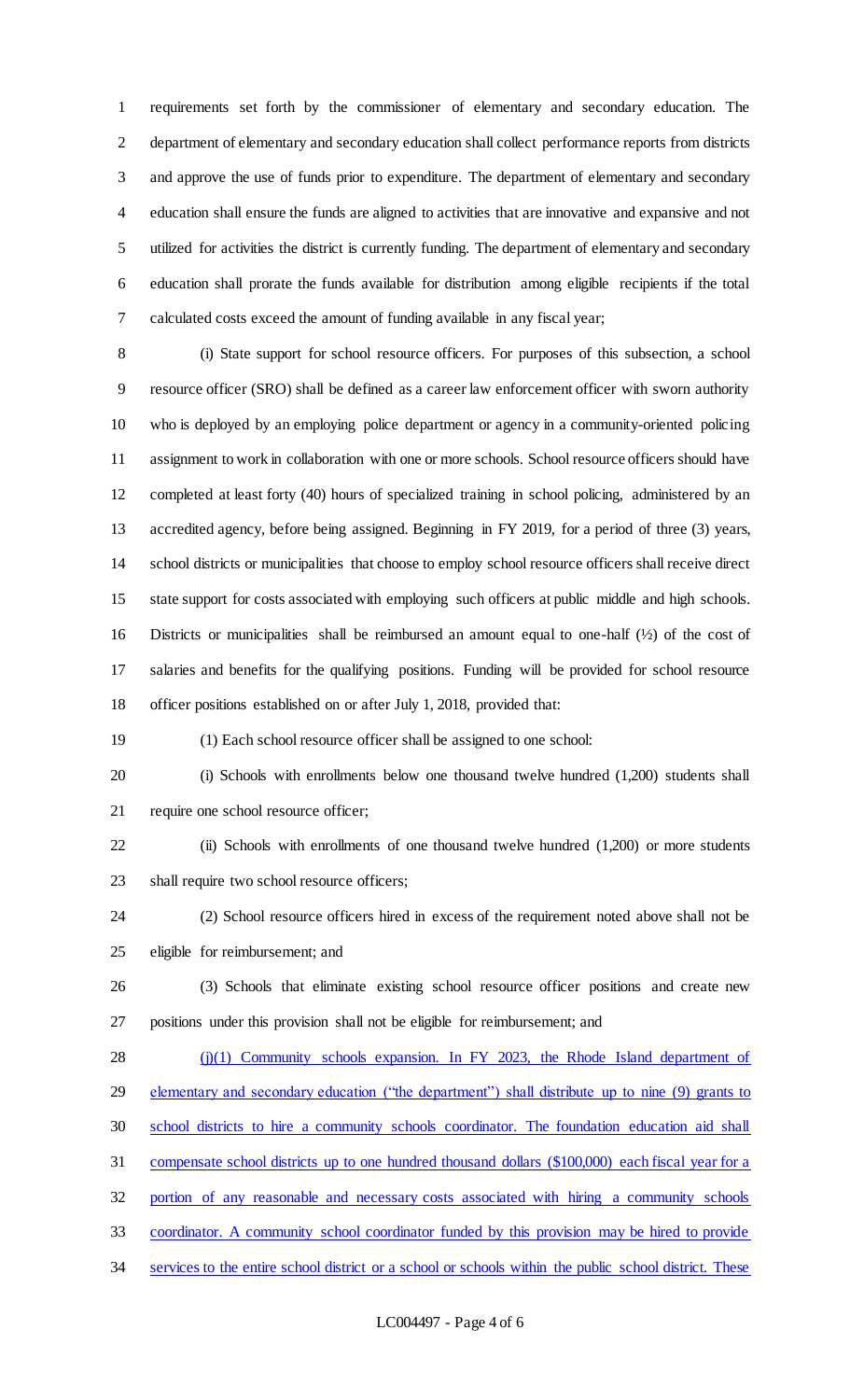requirements set forth by the commissioner of elementary and secondary education. The department of elementary and secondary education shall collect performance reports from districts and approve the use of funds prior to expenditure. The department of elementary and secondary education shall ensure the funds are aligned to activities that are innovative and expansive and not utilized for activities the district is currently funding. The department of elementary and secondary education shall prorate the funds available for distribution among eligible recipients if the total calculated costs exceed the amount of funding available in any fiscal year;

(i) State support for school resource officers. For purposes of this subsection, a school resource officer (SRO) shall be defined as a career law enforcement officer with sworn authority who is deployed by an employing police department or agency in a community-oriented policing assignment to work in collaboration with one or more schools. School resource officers should have completed at least forty (40) hours of specialized training in school policing, administered by an accredited agency, before being assigned. Beginning in FY 2019, for a period of three (3) years, school districts or municipalities that choose to employ school resource officers shall receive direct state support for costs associated with employing such officers at public middle and high schools. Districts or municipalities shall be reimbursed an amount equal to one-half (½) of the cost of salaries and benefits for the qualifying positions. Funding will be provided for school resource officer positions established on or after July 1, 2018, provided that:

(1) Each school resource officer shall be assigned to one school:

(i) Schools with enrollments below one thousand twelve hundred (1,200) students shall require one school resource officer;

(ii) Schools with enrollments of one thousand twelve hundred (1,200) or more students shall require two school resource officers;

(2) School resource officers hired in excess of the requirement noted above shall not be eligible for reimbursement; and

(3) Schools that eliminate existing school resource officer positions and create new positions under this provision shall not be eligible for reimbursement; and

(j)(1) Community schools expansion. In FY 2023, the Rhode Island department of elementary and secondary education ("the department") shall distribute up to nine (9) grants to school districts to hire a community schools coordinator. The foundation education aid shall compensate school districts up to one hundred thousand dollars ($100,000) each fiscal year for a portion of any reasonable and necessary costs associated with hiring a community schools coordinator. A community school coordinator funded by this provision may be hired to provide services to the entire school district or a school or schools within the public school district. These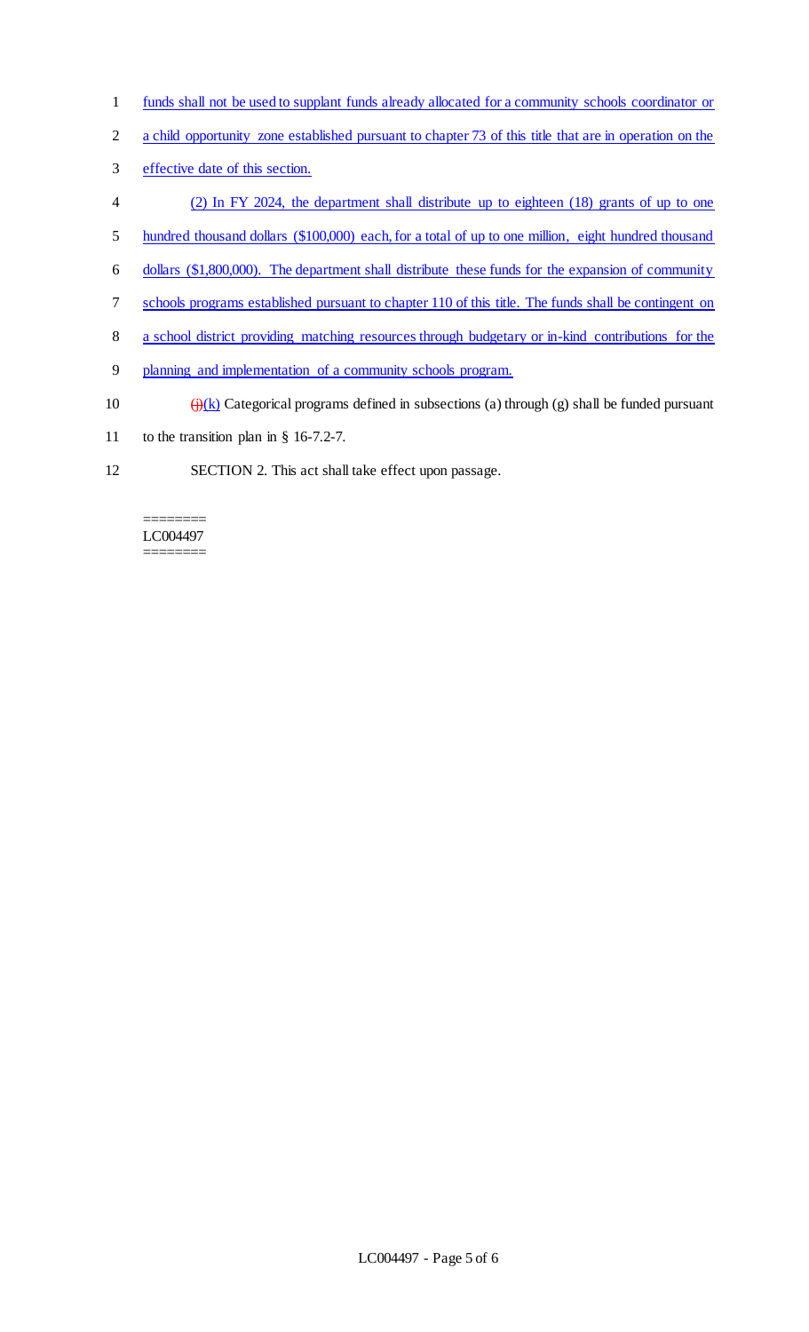1 funds shall not be used to supplant funds already allocated for a community schools coordinator or
2 a child opportunity zone established pursuant to chapter 73 of this title that are in operation on the
3 effective date of this section.
4 (2) In FY 2024, the department shall distribute up to eighteen (18) grants of up to one
5 hundred thousand dollars ($100,000) each, for a total of up to one million, eight hundred thousand
6 dollars ($1,800,000). The department shall distribute these funds for the expansion of community
7 schools programs established pursuant to chapter 110 of this title. The funds shall be contingent on
8 a school district providing matching resources through budgetary or in-kind contributions for the
9 planning and implementation of a community schools program.
10 ~~(j)~~(k) Categorical programs defined in subsections (a) through (g) shall be funded pursuant
11 to the transition plan in § 16-7.2-7.
12 SECTION 2. This act shall take effect upon passage.

========
LC004497
========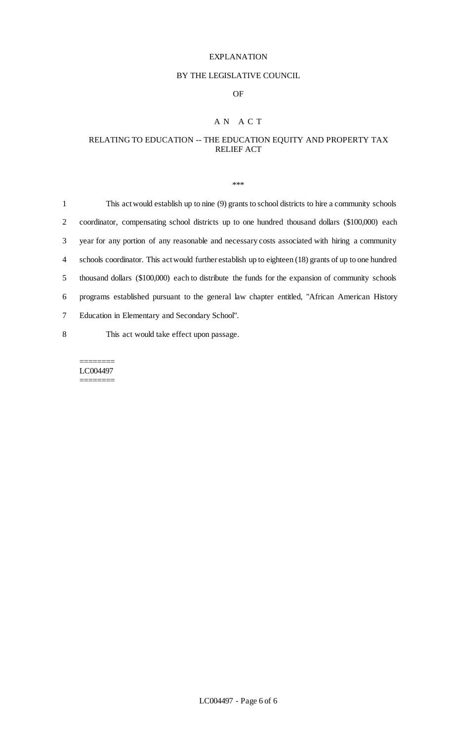EXPLANATION

BY THE LEGISLATIVE COUNCIL

OF

A N A C T

RELATING TO EDUCATION -- THE EDUCATION EQUITY AND PROPERTY TAX RELIEF ACT

***

1 This act would establish up to nine (9) grants to school districts to hire a community schools
2 coordinator, compensating school districts up to one hundred thousand dollars ($100,000) each
3 year for any portion of any reasonable and necessary costs associated with hiring a community
4 schools coordinator. This act would further establish up to eighteen (18) grants of up to one hundred
5 thousand dollars ($100,000) each to distribute the funds for the expansion of community schools
6 programs established pursuant to the general law chapter entitled, "African American History
7 Education in Elementary and Secondary School".
8 This act would take effect upon passage.

========
LC004497
========